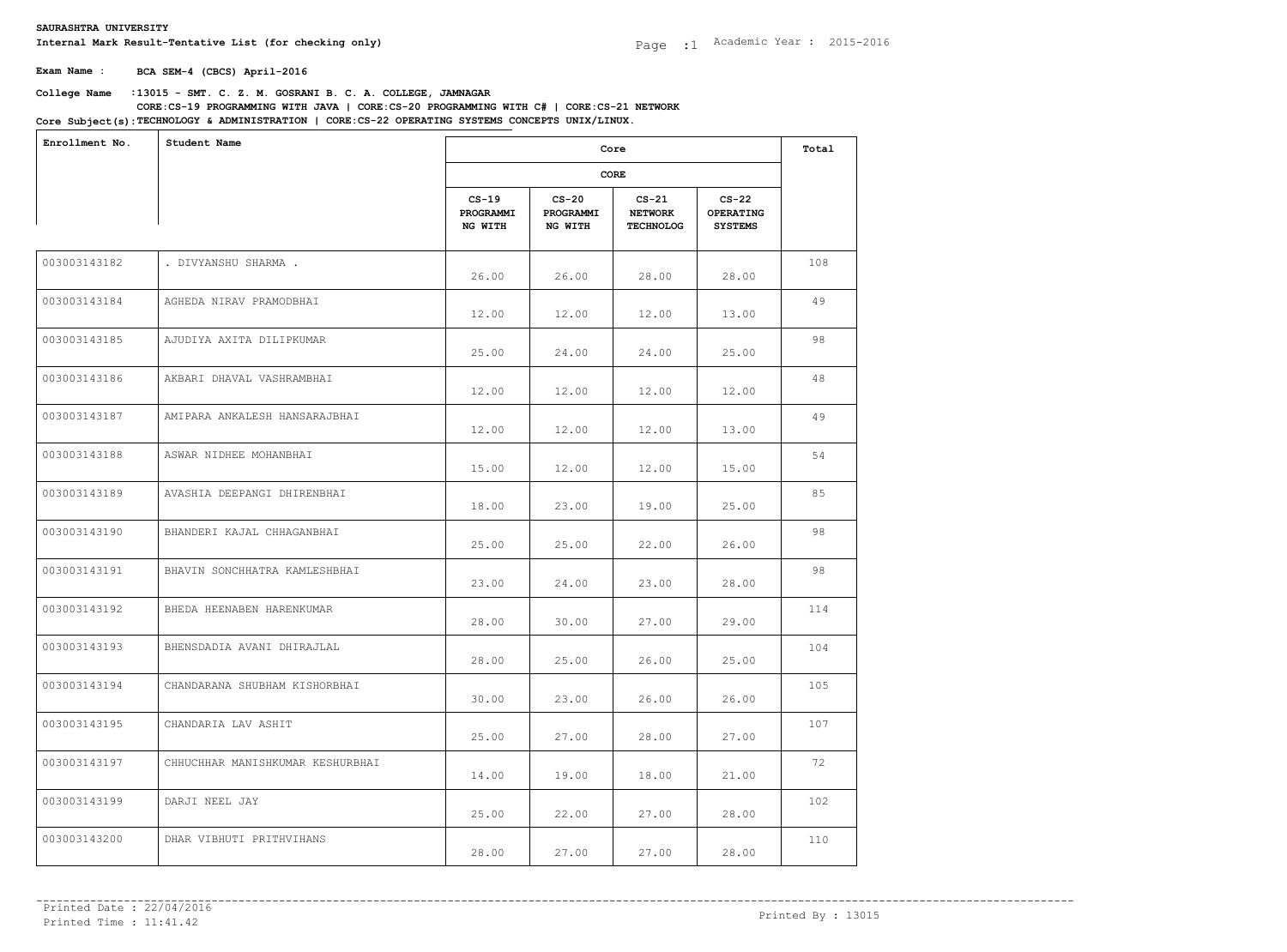**SAURASHTRA UNIVERSITY**

**Internal Mark Result-Tentative List (for checking only)**

Academic Year : 2015-2016

**Exam Name :** **BCA SEM-4 (CBCS) April-2016**

**College Name :** **13015 - SMT. C. Z. M. GOSRANI B. C. A. COLLEGE, JAMNAGAR**

**Core Subject(s): CORE:CS-19 PROGRAMMING WITH JAVA | CORE:CS-20 PROGRAMMING WITH C# | CORE:CS-21 NETWORK TECHNOLOGY & ADMINISTRATION | CORE:CS-22 OPERATING SYSTEMS CONCEPTS UNIX/LINUX.**

| Enrollment No. | Student Name | Core | | | | Total |
|---|---|---|---|---|---|---|
| | | CORE | | | | |
| | | CS-19 PROGRAMMING WITH | CS-20 PROGRAMMING WITH | CS-21 NETWORK TECHNOLOG | CS-22 OPERATING SYSTEMS | |
| 003003143182 | . DIVYANSHU SHARMA . | 26.00 | 26.00 | 28.00 | 28.00 | 108 |
| 003003143184 | AGHEDA NIRAV PRAMODBHAI | 12.00 | 12.00 | 12.00 | 13.00 | 49 |
| 003003143185 | AJUDIYA AXITA DILIPKUMAR | 25.00 | 24.00 | 24.00 | 25.00 | 98 |
| 003003143186 | AKBARI DHAVAL VASHRAMBHAI | 12.00 | 12.00 | 12.00 | 12.00 | 48 |
| 003003143187 | AMIPARA ANKALESH HANSARAJBHAI | 12.00 | 12.00 | 12.00 | 13.00 | 49 |
| 003003143188 | ASWAR NIDHEE MOHANBHAI | 15.00 | 12.00 | 12.00 | 15.00 | 54 |
| 003003143189 | AVASHIA DEEPANGI DHIRENBHAI | 18.00 | 23.00 | 19.00 | 25.00 | 85 |
| 003003143190 | BHANDERI KAJAL CHHAGANBHAI | 25.00 | 25.00 | 22.00 | 26.00 | 98 |
| 003003143191 | BHAVIN SONCHHATRA KAMLESHBHAI | 23.00 | 24.00 | 23.00 | 28.00 | 98 |
| 003003143192 | BHEDA HEENABEN HARENKUMAR | 28.00 | 30.00 | 27.00 | 29.00 | 114 |
| 003003143193 | BHENSDADIA AVANI DHIRAJLAL | 28.00 | 25.00 | 26.00 | 25.00 | 104 |
| 003003143194 | CHANDARANA SHUBHAM KISHORBHAI | 30.00 | 23.00 | 26.00 | 26.00 | 105 |
| 003003143195 | CHANDARIA LAV ASHIT | 25.00 | 27.00 | 28.00 | 27.00 | 107 |
| 003003143197 | CHHUCHHAR MANISHKUMAR KESHURBHAI | 14.00 | 19.00 | 18.00 | 21.00 | 72 |
| 003003143199 | DARJI NEEL JAY | 25.00 | 22.00 | 27.00 | 28.00 | 102 |
| 003003143200 | DHAR VIBHUTI PRITHVIHANS | 28.00 | 27.00 | 27.00 | 28.00 | 110 |

Printed Date : 22/04/2016

Printed Time : 11:41.42

Printed By : 13015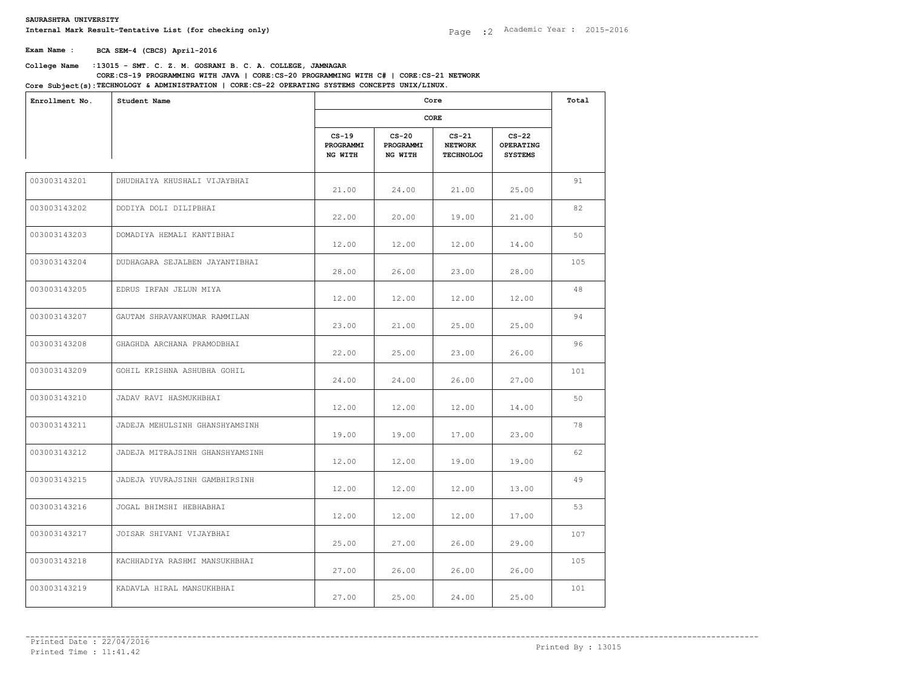**SAURASHTRA UNIVERSITY**

**Internal Mark Result-Tentative List (for checking only)**

Academic Year : 2015-2016

**Exam Name : BCA SEM-4 (CBCS) April-2016**

**College Name : 13015 - SMT. C. Z. M. GOSRANI B. C. A. COLLEGE, JAMNAGAR**

**Core Subject(s): CORE:CS-19 PROGRAMMING WITH JAVA | CORE:CS-20 PROGRAMMING WITH C# | CORE:CS-21 NETWORK TECHNOLOGY & ADMINISTRATION | CORE:CS-22 OPERATING SYSTEMS CONCEPTS UNIX/LINUX.**

| Enrollment No. | Student Name | Core | | | | Total |
|---|---|---|---|---|---|---|
| | | CORE | | | | |
| | | CS-19 PROGRAMMING WITH | CS-20 PROGRAMMING WITH | CS-21 NETWORK TECHNOLOG | CS-22 OPERATING SYSTEMS | |
| 003003143201 | DHUDHAIYA KHUSHALI VIJAYBHAI | 21.00 | 24.00 | 21.00 | 25.00 | 91 |
| 003003143202 | DODIYA DOLI DILIPBHAI | 22.00 | 20.00 | 19.00 | 21.00 | 82 |
| 003003143203 | DOMADIYA HEMALI KANTIBHAI | 12.00 | 12.00 | 12.00 | 14.00 | 50 |
| 003003143204 | DUDHAGARA SEJALBEN JAYANTIBHAI | 28.00 | 26.00 | 23.00 | 28.00 | 105 |
| 003003143205 | EDRUS IRFAN JELUN MIYA | 12.00 | 12.00 | 12.00 | 12.00 | 48 |
| 003003143207 | GAUTAM SHRAVANKUMAR RAMMILAN | 23.00 | 21.00 | 25.00 | 25.00 | 94 |
| 003003143208 | GHAGHDA ARCHANA PRAMODBHAI | 22.00 | 25.00 | 23.00 | 26.00 | 96 |
| 003003143209 | GOHIL KRISHNA ASHUBHA GOHIL | 24.00 | 24.00 | 26.00 | 27.00 | 101 |
| 003003143210 | JADAV RAVI HASMUKHBHAI | 12.00 | 12.00 | 12.00 | 14.00 | 50 |
| 003003143211 | JADEJA MEHULSINH GHANSHYAMSINH | 19.00 | 19.00 | 17.00 | 23.00 | 78 |
| 003003143212 | JADEJA MITRAJSINH GHANSHYAMSINH | 12.00 | 12.00 | 19.00 | 19.00 | 62 |
| 003003143215 | JADEJA YUVRAJSINH GAMBHIRSINH | 12.00 | 12.00 | 12.00 | 13.00 | 49 |
| 003003143216 | JOGAL BHIMSHI HEBHABHAI | 12.00 | 12.00 | 12.00 | 17.00 | 53 |
| 003003143217 | JOISAR SHIVANI VIJAYBHAI | 25.00 | 27.00 | 26.00 | 29.00 | 107 |
| 003003143218 | KACHHADIYA RASHMI MANSUKHBHAI | 27.00 | 26.00 | 26.00 | 26.00 | 105 |
| 003003143219 | KADAVLA HIRAL MANSUKHBHAI | 27.00 | 25.00 | 24.00 | 25.00 | 101 |

Printed Date : 22/04/2016
Printed Time : 11:41.42
Printed By : 13015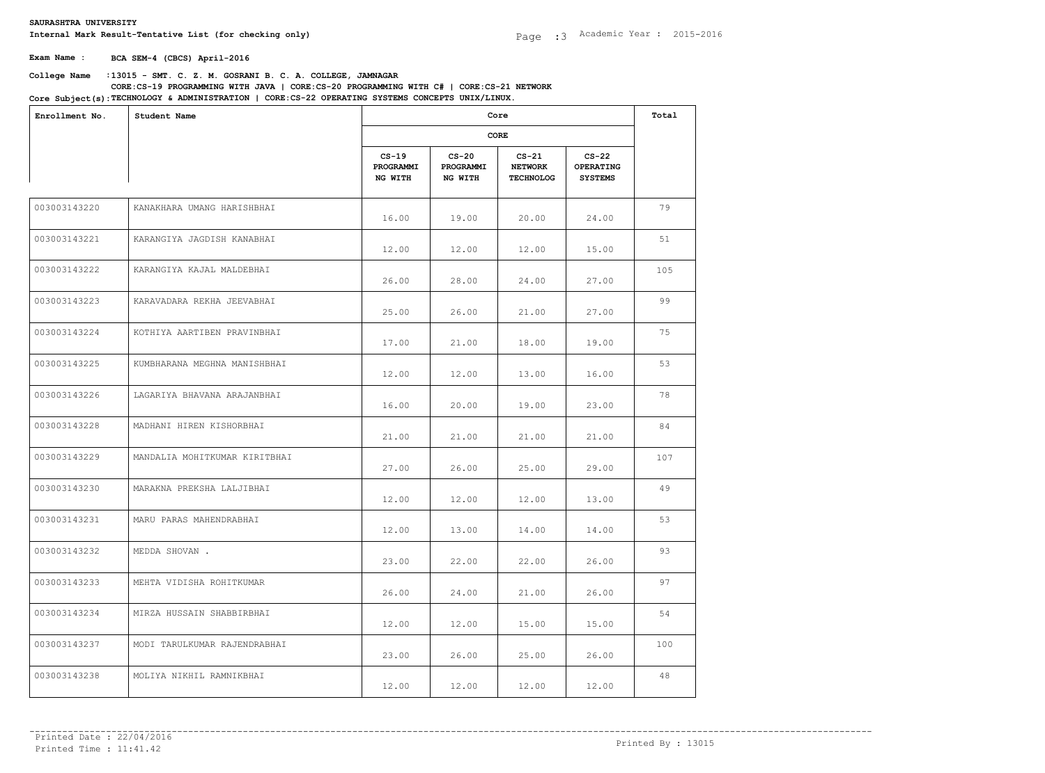**SAURASHTRA UNIVERSITY**

**Internal Mark Result-Tentative List (for checking only)**

Academic Year : 2015-2016

**Exam Name : BCA SEM-4 (CBCS) April-2016**

**College Name : 13015 - SMT. C. Z. M. GOSRANI B. C. A. COLLEGE, JAMNAGAR**

**Core Subject(s): CORE:CS-19 PROGRAMMING WITH JAVA | CORE:CS-20 PROGRAMMING WITH C# | CORE:CS-21 NETWORK TECHNOLOGY & ADMINISTRATION | CORE:CS-22 OPERATING SYSTEMS CONCEPTS UNIX/LINUX.**

| Enrollment No. | Student Name | Core | | | | Total |
|---|---|---|---|---|---|---|
| | | CORE | | | | |
| | | CS-19 PROGRAMMI NG WITH | CS-20 PROGRAMMI NG WITH | CS-21 NETWORK TECHNOLOG | CS-22 OPERATING SYSTEMS | |
| 003003143220 | KANAKHARA UMANG HARISHBHAI | 16.00 | 19.00 | 20.00 | 24.00 | 79 |
| 003003143221 | KARANGIYA JAGDISH KANABHAI | 12.00 | 12.00 | 12.00 | 15.00 | 51 |
| 003003143222 | KARANGIYA KAJAL MALDEBHAI | 26.00 | 28.00 | 24.00 | 27.00 | 105 |
| 003003143223 | KARAVADARA REKHA JEEVABHAI | 25.00 | 26.00 | 21.00 | 27.00 | 99 |
| 003003143224 | KOTHIYA AARTIBEN PRAVINBHAI | 17.00 | 21.00 | 18.00 | 19.00 | 75 |
| 003003143225 | KUMBHARANA MEGHNA MANISHBHAI | 12.00 | 12.00 | 13.00 | 16.00 | 53 |
| 003003143226 | LAGARIYA BHAVANA ARAJANBHAI | 16.00 | 20.00 | 19.00 | 23.00 | 78 |
| 003003143228 | MADHANI HIREN KISHORBHAI | 21.00 | 21.00 | 21.00 | 21.00 | 84 |
| 003003143229 | MANDALIA MOHITKUMAR KIRITBHAI | 27.00 | 26.00 | 25.00 | 29.00 | 107 |
| 003003143230 | MARAKNA PREKSHA LALJIBHAI | 12.00 | 12.00 | 12.00 | 13.00 | 49 |
| 003003143231 | MARU PARAS MAHENDRABHAI | 12.00 | 13.00 | 14.00 | 14.00 | 53 |
| 003003143232 | MEDDA SHOVAN . | 23.00 | 22.00 | 22.00 | 26.00 | 93 |
| 003003143233 | MEHTA VIDISHA ROHITKUMAR | 26.00 | 24.00 | 21.00 | 26.00 | 97 |
| 003003143234 | MIRZA HUSSAIN SHABBIRBHAI | 12.00 | 12.00 | 15.00 | 15.00 | 54 |
| 003003143237 | MODI TARULKUMAR RAJENDRABHAI | 23.00 | 26.00 | 25.00 | 26.00 | 100 |
| 003003143238 | MOLIYA NIKHIL RAMNIKBHAI | 12.00 | 12.00 | 12.00 | 12.00 | 48 |

Printed Date : 22/04/2016

Printed Time : 11:41.42

Printed By : 13015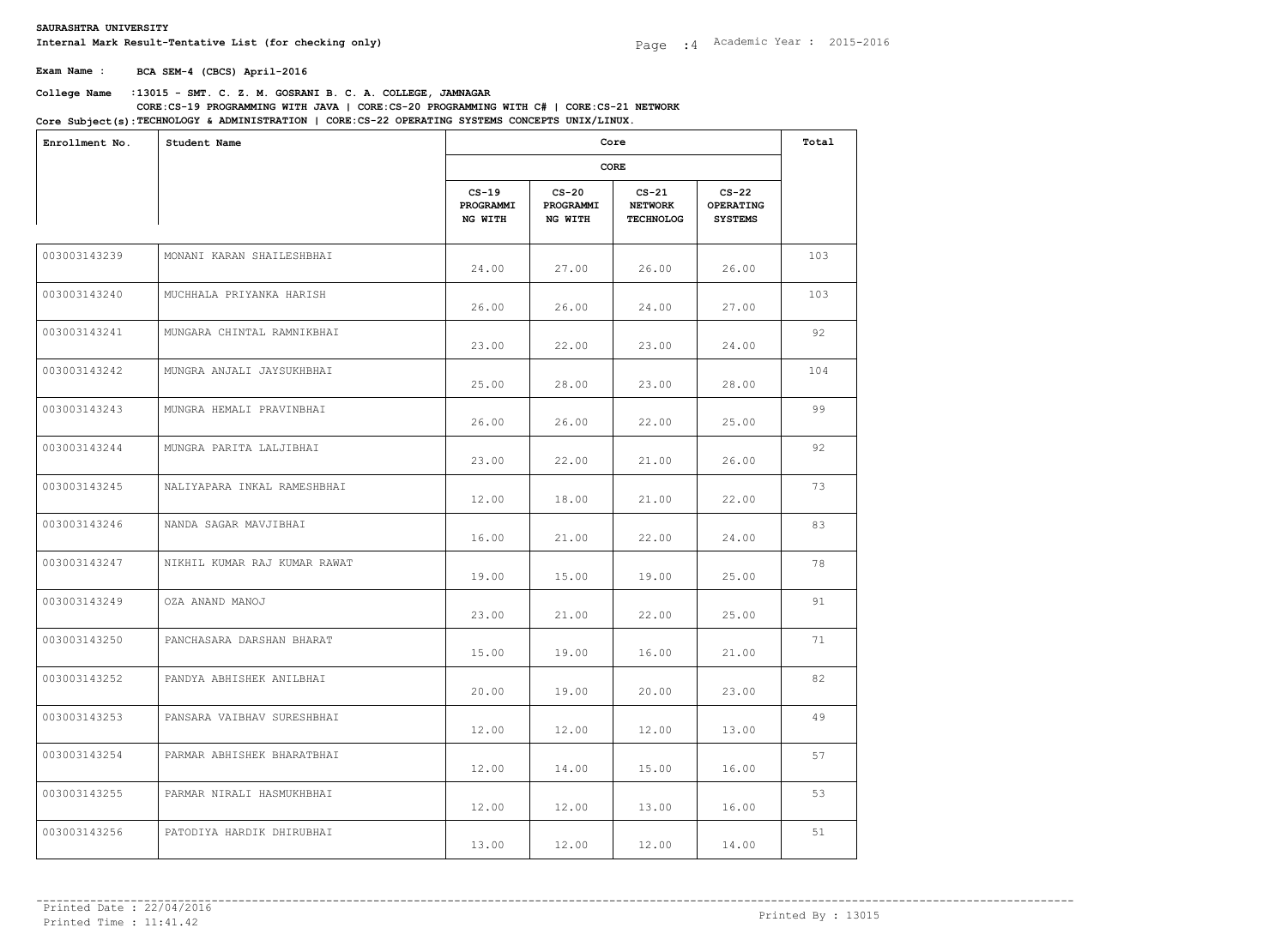**SAURASHTRA UNIVERSITY**

**Internal Mark Result-Tentative List (for checking only)**

Academic Year : 2015-2016

**Exam Name : BCA SEM-4 (CBCS) April-2016**

**College Name :13015 - SMT. C. Z. M. GOSRANI B. C. A. COLLEGE, JAMNAGAR**

**Core Subject(s):CORE:CS-19 PROGRAMMING WITH JAVA | CORE:CS-20 PROGRAMMING WITH C# | CORE:CS-21 NETWORK TECHNOLOGY & ADMINISTRATION | CORE:CS-22 OPERATING SYSTEMS CONCEPTS UNIX/LINUX.**

| Enrollment No. | Student Name | Core | | | | Total |
|---|---|---|---|---|---|---|
| | | CORE | | | | |
| | | CS-19 PROGRAMMING WITH | CS-20 PROGRAMMING WITH | CS-21 NETWORK TECHNOLOG | CS-22 OPERATING SYSTEMS | |
| 003003143239 | MONANI KARAN SHAILESHBHAI | 24.00 | 27.00 | 26.00 | 26.00 | 103 |
| 003003143240 | MUCHHALA PRIYANKA HARISH | 26.00 | 26.00 | 24.00 | 27.00 | 103 |
| 003003143241 | MUNGARA CHINTAL RAMNIKBHAI | 23.00 | 22.00 | 23.00 | 24.00 | 92 |
| 003003143242 | MUNGRA ANJALI JAYSUKHBHAI | 25.00 | 28.00 | 23.00 | 28.00 | 104 |
| 003003143243 | MUNGRA HEMALI PRAVINBHAI | 26.00 | 26.00 | 22.00 | 25.00 | 99 |
| 003003143244 | MUNGRA PARITA LALJIBHAI | 23.00 | 22.00 | 21.00 | 26.00 | 92 |
| 003003143245 | NALIYAPARA INKAL RAMESHBHAI | 12.00 | 18.00 | 21.00 | 22.00 | 73 |
| 003003143246 | NANDA SAGAR MAVJIBHAI | 16.00 | 21.00 | 22.00 | 24.00 | 83 |
| 003003143247 | NIKHIL KUMAR RAJ KUMAR RAWAT | 19.00 | 15.00 | 19.00 | 25.00 | 78 |
| 003003143249 | OZA ANAND MANOJ | 23.00 | 21.00 | 22.00 | 25.00 | 91 |
| 003003143250 | PANCHASARA DARSHAN BHARAT | 15.00 | 19.00 | 16.00 | 21.00 | 71 |
| 003003143252 | PANDYA ABHISHEK ANILBHAI | 20.00 | 19.00 | 20.00 | 23.00 | 82 |
| 003003143253 | PANSARA VAIBHAV SURESHBHAI | 12.00 | 12.00 | 12.00 | 13.00 | 49 |
| 003003143254 | PARMAR ABHISHEK BHARATBHAI | 12.00 | 14.00 | 15.00 | 16.00 | 57 |
| 003003143255 | PARMAR NIRALI HASMUKHBHAI | 12.00 | 12.00 | 13.00 | 16.00 | 53 |
| 003003143256 | PATODIYA HARDIK DHIRUBHAI | 13.00 | 12.00 | 12.00 | 14.00 | 51 |

Printed Date : 22/04/2016

Printed Time : 11:41.42

Printed By : 13015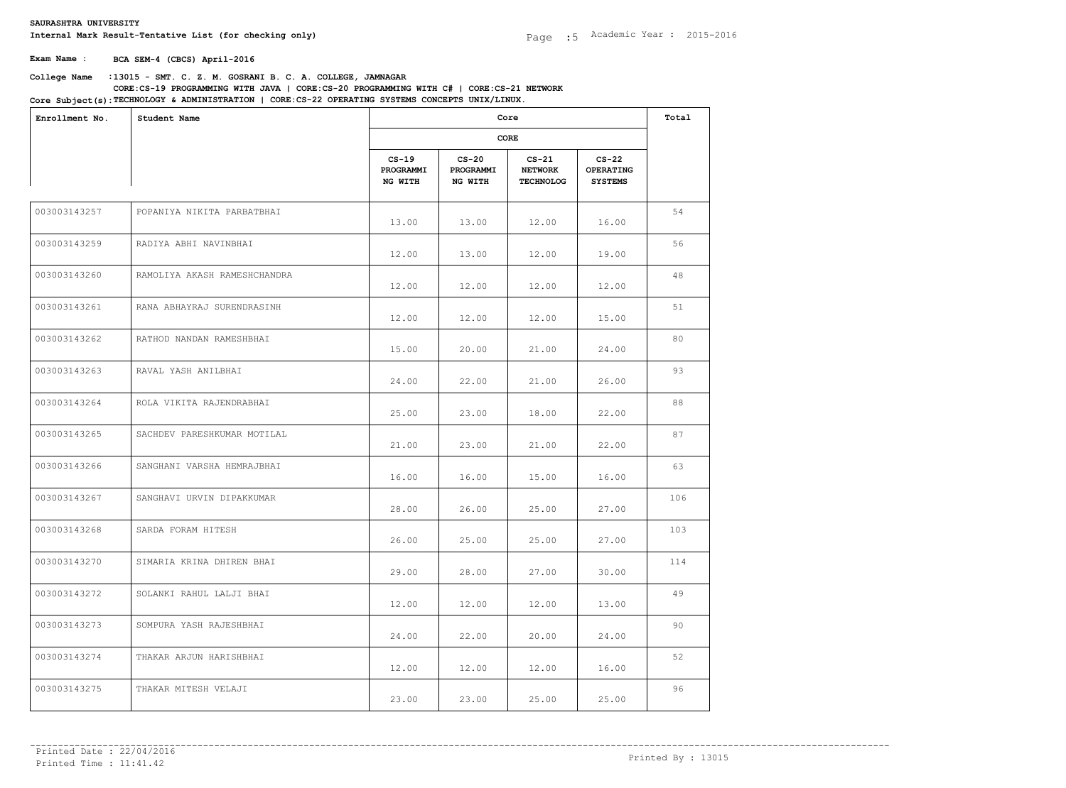**SAURASHTRA UNIVERSITY**

**Internal Mark Result-Tentative List (for checking only)**

Academic Year : 2015-2016

**Exam Name : BCA SEM-4 (CBCS) April-2016**

**College Name : 13015 - SMT. C. Z. M. GOSRANI B. C. A. COLLEGE, JAMNAGAR**

**Core Subject(s): CORE:CS-19 PROGRAMMING WITH JAVA | CORE:CS-20 PROGRAMMING WITH C# | CORE:CS-21 NETWORK TECHNOLOGY & ADMINISTRATION | CORE:CS-22 OPERATING SYSTEMS CONCEPTS UNIX/LINUX.**

| Enrollment No. | Student Name | Core | | | | Total |
|---|---|---|---|---|---|---|
| | | CORE | | | | |
| | | CS-19 PROGRAMMING WITH | CS-20 PROGRAMMING WITH | CS-21 NETWORK TECHNOLOG | CS-22 OPERATING SYSTEMS | |
| 003003143257 | POPANIYA NIKITA PARBATBHAI | 13.00 | 13.00 | 12.00 | 16.00 | 54 |
| 003003143259 | RADIYA ABHI NAVINBHAI | 12.00 | 13.00 | 12.00 | 19.00 | 56 |
| 003003143260 | RAMOLIYA AKASH RAMESHCHANDRA | 12.00 | 12.00 | 12.00 | 12.00 | 48 |
| 003003143261 | RANA ABHAYRAJ SURENDRASINH | 12.00 | 12.00 | 12.00 | 15.00 | 51 |
| 003003143262 | RATHOD NANDAN RAMESHBHAI | 15.00 | 20.00 | 21.00 | 24.00 | 80 |
| 003003143263 | RAVAL YASH ANILBHAI | 24.00 | 22.00 | 21.00 | 26.00 | 93 |
| 003003143264 | ROLA VIKITA RAJENDRABHAI | 25.00 | 23.00 | 18.00 | 22.00 | 88 |
| 003003143265 | SACHDEV PARESHKUMAR MOTILAL | 21.00 | 23.00 | 21.00 | 22.00 | 87 |
| 003003143266 | SANGHANI VARSHA HEMRAJBHAI | 16.00 | 16.00 | 15.00 | 16.00 | 63 |
| 003003143267 | SANGHAVI URVIN DIPAKKUMAR | 28.00 | 26.00 | 25.00 | 27.00 | 106 |
| 003003143268 | SARDA FORAM HITESH | 26.00 | 25.00 | 25.00 | 27.00 | 103 |
| 003003143270 | SIMARIA KRINA DHIREN BHAI | 29.00 | 28.00 | 27.00 | 30.00 | 114 |
| 003003143272 | SOLANKI RAHUL LALJI BHAI | 12.00 | 12.00 | 12.00 | 13.00 | 49 |
| 003003143273 | SOMPURA YASH RAJESHBHAI | 24.00 | 22.00 | 20.00 | 24.00 | 90 |
| 003003143274 | THAKAR ARJUN HARISHBHAI | 12.00 | 12.00 | 12.00 | 16.00 | 52 |
| 003003143275 | THAKAR MITESH VELAJI | 23.00 | 23.00 | 25.00 | 25.00 | 96 |

Printed Date : 22/04/2016
Printed Time : 11:41.42

Printed By : 13015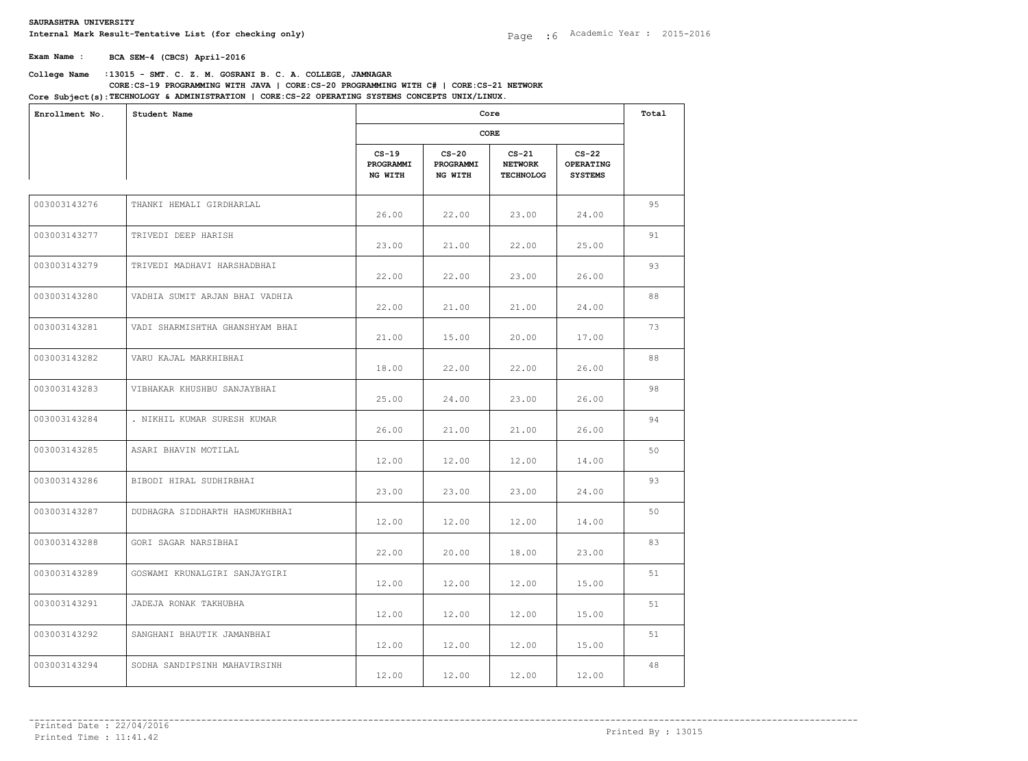**SAURASHTRA UNIVERSITY**

**Internal Mark Result-Tentative List (for checking only)**

Academic Year : 2015-2016

**Exam Name : BCA SEM-4 (CBCS) April-2016**

**College Name : 13015 - SMT. C. Z. M. GOSRANI B. C. A. COLLEGE, JAMNAGAR**

**Core Subject(s): CORE:CS-19 PROGRAMMING WITH JAVA | CORE:CS-20 PROGRAMMING WITH C# | CORE:CS-21 NETWORK TECHNOLOGY & ADMINISTRATION | CORE:CS-22 OPERATING SYSTEMS CONCEPTS UNIX/LINUX.**

| Enrollment No. | Student Name | Core | | | | Total |
|---|---|---|---|---|---|---|
| | | CORE | | | | |
| | | CS-19 PROGRAMMI NG WITH | CS-20 PROGRAMMI NG WITH | CS-21 NETWORK TECHNOLOG | CS-22 OPERATING SYSTEMS | |
| 003003143276 | THANKI HEMALI GIRDHARLAL | 26.00 | 22.00 | 23.00 | 24.00 | 95 |
| 003003143277 | TRIVEDI DEEP HARISH | 23.00 | 21.00 | 22.00 | 25.00 | 91 |
| 003003143279 | TRIVEDI MADHAVI HARSHADBHAI | 22.00 | 22.00 | 23.00 | 26.00 | 93 |
| 003003143280 | VADHIA SUMIT ARJAN BHAI VADHIA | 22.00 | 21.00 | 21.00 | 24.00 | 88 |
| 003003143281 | VADI SHARMISHTHA GHANSHYAM BHAI | 21.00 | 15.00 | 20.00 | 17.00 | 73 |
| 003003143282 | VARU KAJAL MARKHIBHAI | 18.00 | 22.00 | 22.00 | 26.00 | 88 |
| 003003143283 | VIBHAKAR KHUSHBU SANJAYBHAI | 25.00 | 24.00 | 23.00 | 26.00 | 98 |
| 003003143284 | . NIKHIL KUMAR SURESH KUMAR | 26.00 | 21.00 | 21.00 | 26.00 | 94 |
| 003003143285 | ASARI BHAVIN MOTILAL | 12.00 | 12.00 | 12.00 | 14.00 | 50 |
| 003003143286 | BIBODI HIRAL SUDHIRBHAI | 23.00 | 23.00 | 23.00 | 24.00 | 93 |
| 003003143287 | DUDHAGRA SIDDHARTH HASMUKHBHAI | 12.00 | 12.00 | 12.00 | 14.00 | 50 |
| 003003143288 | GORI SAGAR NARSIBHAI | 22.00 | 20.00 | 18.00 | 23.00 | 83 |
| 003003143289 | GOSWAMI KRUNALGIRI SANJAYGIRI | 12.00 | 12.00 | 12.00 | 15.00 | 51 |
| 003003143291 | JADEJA RONAK TAKHUBHA | 12.00 | 12.00 | 12.00 | 15.00 | 51 |
| 003003143292 | SANGHANI BHAUTIK JAMANBHAI | 12.00 | 12.00 | 12.00 | 15.00 | 51 |
| 003003143294 | SODHA SANDIPSINH MAHAVIRSINH | 12.00 | 12.00 | 12.00 | 12.00 | 48 |

Printed Date : 22/04/2016

Printed Time : 11:41.42

Printed By : 13015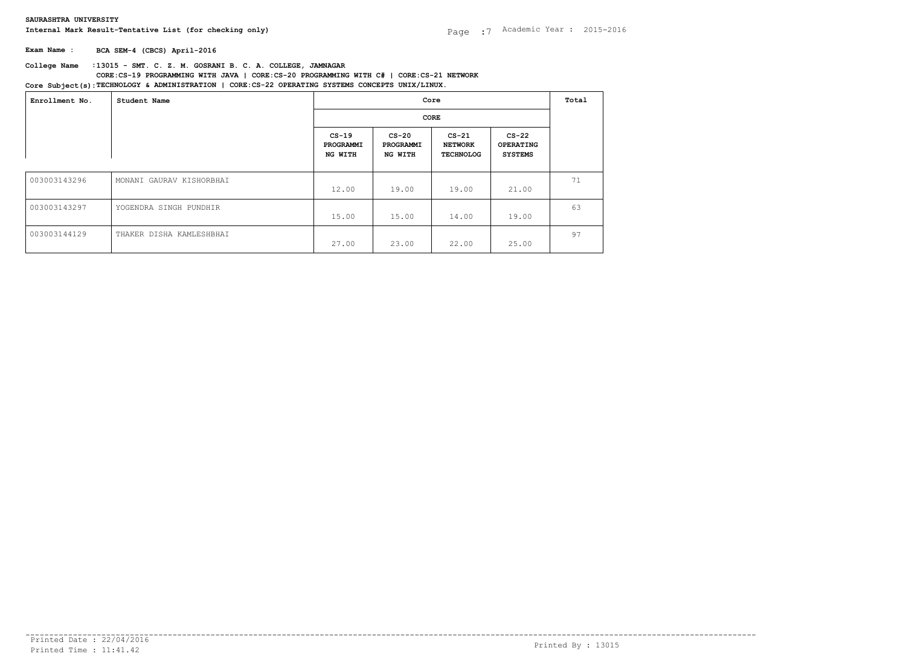**SAURASHTRA UNIVERSITY**

**Internal Mark Result-Tentative List (for checking only)**

Academic Year : 2015-2016

**Exam Name : BCA SEM-4 (CBCS) April-2016**

**College Name : 13015 - SMT. C. Z. M. GOSRANI B. C. A. COLLEGE, JAMNAGAR**

**Core Subject(s): CORE:CS-19 PROGRAMMING WITH JAVA | CORE:CS-20 PROGRAMMING WITH C# | CORE:CS-21 NETWORK TECHNOLOGY & ADMINISTRATION | CORE:CS-22 OPERATING SYSTEMS CONCEPTS UNIX/LINUX.**

| Enrollment No. | Student Name | Core | | | | Total |
|---|---|---|---|---|---|---|
| | | CORE | | | | |
| | | CS-19 PROGRAMMING WITH | CS-20 PROGRAMMING WITH | CS-21 NETWORK TECHNOLOG | CS-22 OPERATING SYSTEMS | |
| 003003143296 | MONANI GAURAV KISHORBHAI | 12.00 | 19.00 | 19.00 | 21.00 | 71 |
| 003003143297 | YOGENDRA SINGH PUNDHIR | 15.00 | 15.00 | 14.00 | 19.00 | 63 |
| 003003144129 | THAKER DISHA KAMLESHBHAI | 27.00 | 23.00 | 22.00 | 25.00 | 97 |

Printed Date : 22/04/2016
Printed Time : 11:41.42

Printed By : 13015